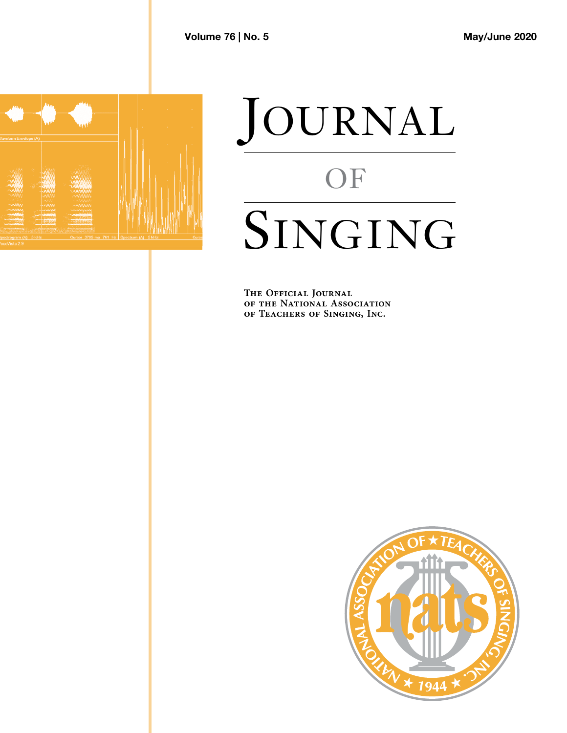Volume 76 | No. 5

May/June 2020

# Journal of Singing

The Official Journal of the National Association of Teachers of Singing, Inc.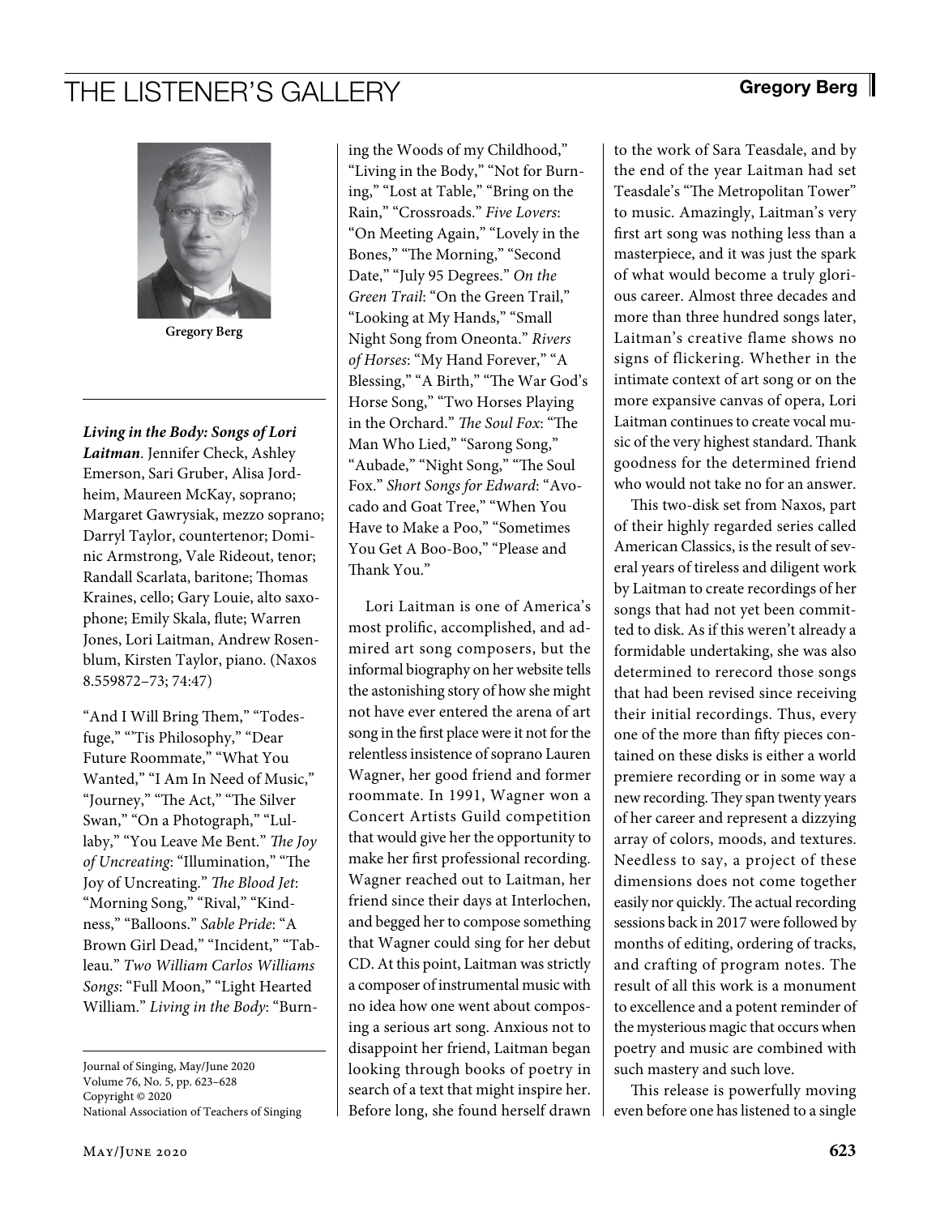# THE LISTENER'S GALLERY

**Gregory Berg**

Gregory Berg

***Living in the Body: Songs of Lori Laitman***. Jennifer Check, Ashley Emerson, Sari Gruber, Alisa Jordheim, Maureen McKay, soprano; Margaret Gawrysiak, mezzo soprano; Darryl Taylor, countertenor; Dominic Armstrong, Vale Rideout, tenor; Randall Scarlata, baritone; Thomas Kraines, cello; Gary Louie, alto saxophone; Emily Skala, flute; Warren Jones, Lori Laitman, Andrew Rosenblum, Kirsten Taylor, piano. (Naxos 8.559872–73; 74:47)

"And I Will Bring Them," "Todesfuge," "'Tis Philosophy," "Dear Future Roommate," "What You Wanted," "I Am In Need of Music," "Journey," "The Act," "The Silver Swan," "On a Photograph," "Lullaby," "You Leave Me Bent." *The Joy of Uncreating*: "Illumination," "The Joy of Uncreating." *The Blood Jet*: "Morning Song," "Rival," "Kindness," "Balloons." *Sable Pride*: "A Brown Girl Dead," "Incident," "Tableau." *Two William Carlos Williams Songs*: "Full Moon," "Light Hearted William." *Living in the Body*: "Burning the Woods of my Childhood," "Living in the Body," "Not for Burning," "Lost at Table," "Bring on the Rain," "Crossroads." *Five Lovers*: "On Meeting Again," "Lovely in the Bones," "The Morning," "Second Date," "July 95 Degrees." *On the Green Trail*: "On the Green Trail," "Looking at My Hands," "Small Night Song from Oneonta." *Rivers of Horses*: "My Hand Forever," "A Blessing," "A Birth," "The War God's Horse Song," "Two Horses Playing in the Orchard." *The Soul Fox*: "The Man Who Lied," "Sarong Song," "Aubade," "Night Song," "The Soul Fox." *Short Songs for Edward*: "Avocado and Goat Tree," "When You Have to Make a Poo," "Sometimes You Get A Boo-Boo," "Please and Thank You."

Lori Laitman is one of America's most prolific, accomplished, and admired art song composers, but the informal biography on her website tells the astonishing story of how she might not have ever entered the arena of art song in the first place were it not for the relentless insistence of soprano Lauren Wagner, her good friend and former roommate. In 1991, Wagner won a Concert Artists Guild competition that would give her the opportunity to make her first professional recording. Wagner reached out to Laitman, her friend since their days at Interlochen, and begged her to compose something that Wagner could sing for her debut CD. At this point, Laitman was strictly a composer of instrumental music with no idea how one went about composing a serious art song. Anxious not to disappoint her friend, Laitman began looking through books of poetry in search of a text that might inspire her. Before long, she found herself drawn to the work of Sara Teasdale, and by the end of the year Laitman had set Teasdale's "The Metropolitan Tower" to music. Amazingly, Laitman's very first art song was nothing less than a masterpiece, and it was just the spark of what would become a truly glorious career. Almost three decades and more than three hundred songs later, Laitman's creative flame shows no signs of flickering. Whether in the intimate context of art song or on the more expansive canvas of opera, Lori Laitman continues to create vocal music of the very highest standard. Thank goodness for the determined friend who would not take no for an answer.

This two-disk set from Naxos, part of their highly regarded series called American Classics, is the result of several years of tireless and diligent work by Laitman to create recordings of her songs that had not yet been committed to disk. As if this weren't already a formidable undertaking, she was also determined to rerecord those songs that had been revised since receiving their initial recordings. Thus, every one of the more than fifty pieces contained on these disks is either a world premiere recording or in some way a new recording. They span twenty years of her career and represent a dizzying array of colors, moods, and textures. Needless to say, a project of these dimensions does not come together easily nor quickly. The actual recording sessions back in 2017 were followed by months of editing, ordering of tracks, and crafting of program notes. The result of all this work is a monument to excellence and a potent reminder of the mysterious magic that occurs when poetry and music are combined with such mastery and such love.

This release is powerfully moving even before one has listened to a single

Journal of Singing, May/June 2020
Volume 76, No. 5, pp. 623–628
Copyright © 2020
National Association of Teachers of Singing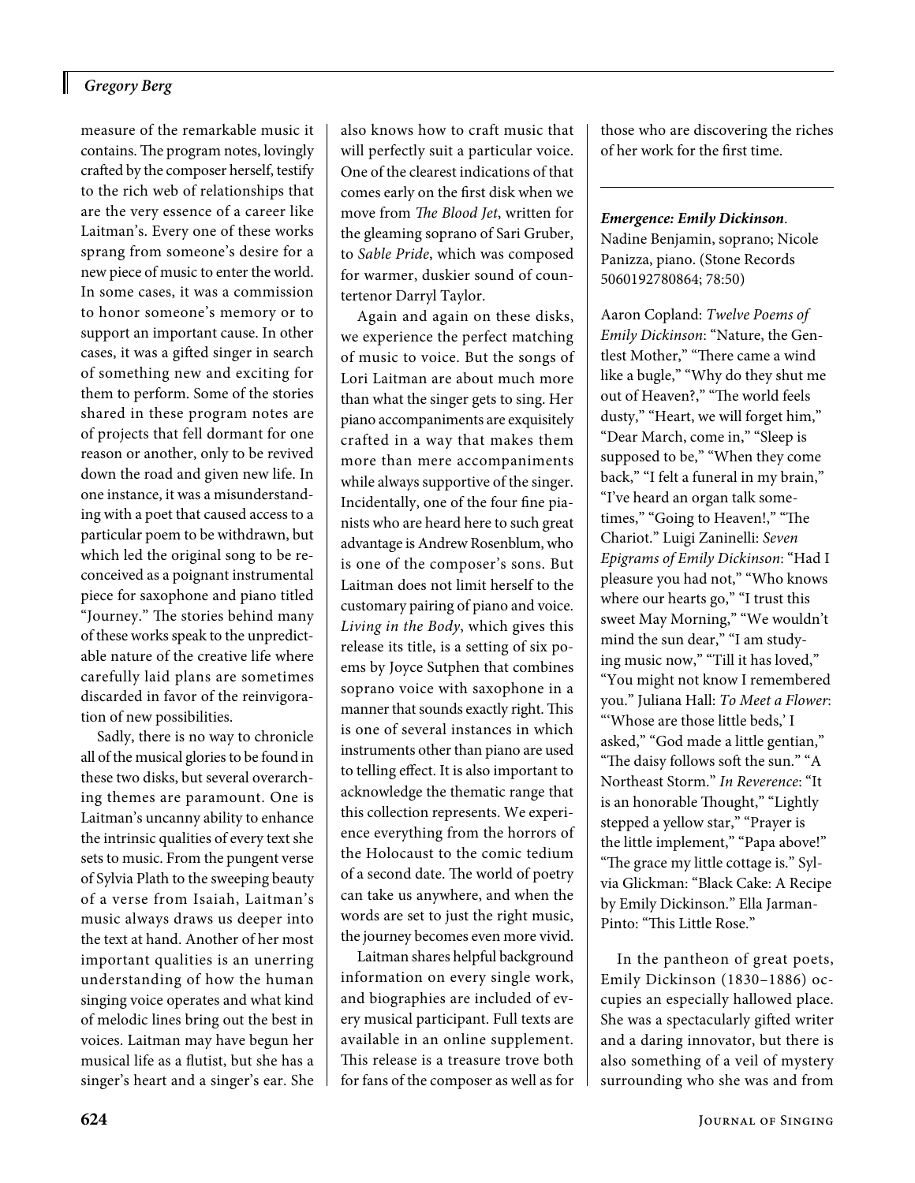measure of the remarkable music it contains. The program notes, lovingly crafted by the composer herself, testify to the rich web of relationships that are the very essence of a career like Laitman's. Every one of these works sprang from someone's desire for a new piece of music to enter the world. In some cases, it was a commission to honor someone's memory or to support an important cause. In other cases, it was a gifted singer in search of something new and exciting for them to perform. Some of the stories shared in these program notes are of projects that fell dormant for one reason or another, only to be revived down the road and given new life. In one instance, it was a misunderstanding with a poet that caused access to a particular poem to be withdrawn, but which led the original song to be reconceived as a poignant instrumental piece for saxophone and piano titled "Journey." The stories behind many of these works speak to the unpredictable nature of the creative life where carefully laid plans are sometimes discarded in favor of the reinvigoration of new possibilities.

Sadly, there is no way to chronicle all of the musical glories to be found in these two disks, but several overarching themes are paramount. One is Laitman's uncanny ability to enhance the intrinsic qualities of every text she sets to music. From the pungent verse of Sylvia Plath to the sweeping beauty of a verse from Isaiah, Laitman's music always draws us deeper into the text at hand. Another of her most important qualities is an unerring understanding of how the human singing voice operates and what kind of melodic lines bring out the best in voices. Laitman may have begun her musical life as a flutist, but she has a singer's heart and a singer's ear. She also knows how to craft music that will perfectly suit a particular voice. One of the clearest indications of that comes early on the first disk when we move from *The Blood Jet*, written for the gleaming soprano of Sari Gruber, to *Sable Pride*, which was composed for warmer, duskier sound of countertenor Darryl Taylor.

Again and again on these disks, we experience the perfect matching of music to voice. But the songs of Lori Laitman are about much more than what the singer gets to sing. Her piano accompaniments are exquisitely crafted in a way that makes them more than mere accompaniments while always supportive of the singer. Incidentally, one of the four fine pianists who are heard here to such great advantage is Andrew Rosenblum, who is one of the composer's sons. But Laitman does not limit herself to the customary pairing of piano and voice. *Living in the Body*, which gives this release its title, is a setting of six poems by Joyce Sutphen that combines soprano voice with saxophone in a manner that sounds exactly right. This is one of several instances in which instruments other than piano are used to telling effect. It is also important to acknowledge the thematic range that this collection represents. We experience everything from the horrors of the Holocaust to the comic tedium of a second date. The world of poetry can take us anywhere, and when the words are set to just the right music, the journey becomes even more vivid.

Laitman shares helpful background information on every single work, and biographies are included of every musical participant. Full texts are available in an online supplement. This release is a treasure trove both for fans of the composer as well as for those who are discovering the riches of her work for the first time.

---

***Emergence: Emily Dickinson***. Nadine Benjamin, soprano; Nicole Panizza, piano. (Stone Records 5060192780864; 78:50)

Aaron Copland: *Twelve Poems of Emily Dickinson*: "Nature, the Gentlest Mother," "There came a wind like a bugle," "Why do they shut me out of Heaven?," "The world feels dusty," "Heart, we will forget him," "Dear March, come in," "Sleep is supposed to be," "When they come back," "I felt a funeral in my brain," "I've heard an organ talk sometimes," "Going to Heaven!," "The Chariot." Luigi Zaninelli: *Seven Epigrams of Emily Dickinson*: "Had I pleasure you had not," "Who knows where our hearts go," "I trust this sweet May Morning," "We wouldn't mind the sun dear," "I am studying music now," "Till it has loved," "You might not know I remembered you." Juliana Hall: *To Meet a Flower*: "'Whose are those little beds,' I asked," "God made a little gentian," "The daisy follows soft the sun." "A Northeast Storm." *In Reverence*: "It is an honorable Thought," "Lightly stepped a yellow star," "Prayer is the little implement," "Papa above!" "The grace my little cottage is." Sylvia Glickman: "Black Cake: A Recipe by Emily Dickinson." Ella Jarman-Pinto: "This Little Rose."

In the pantheon of great poets, Emily Dickinson (1830–1886) occupies an especially hallowed place. She was a spectacularly gifted writer and a daring innovator, but there is also something of a veil of mystery surrounding who she was and from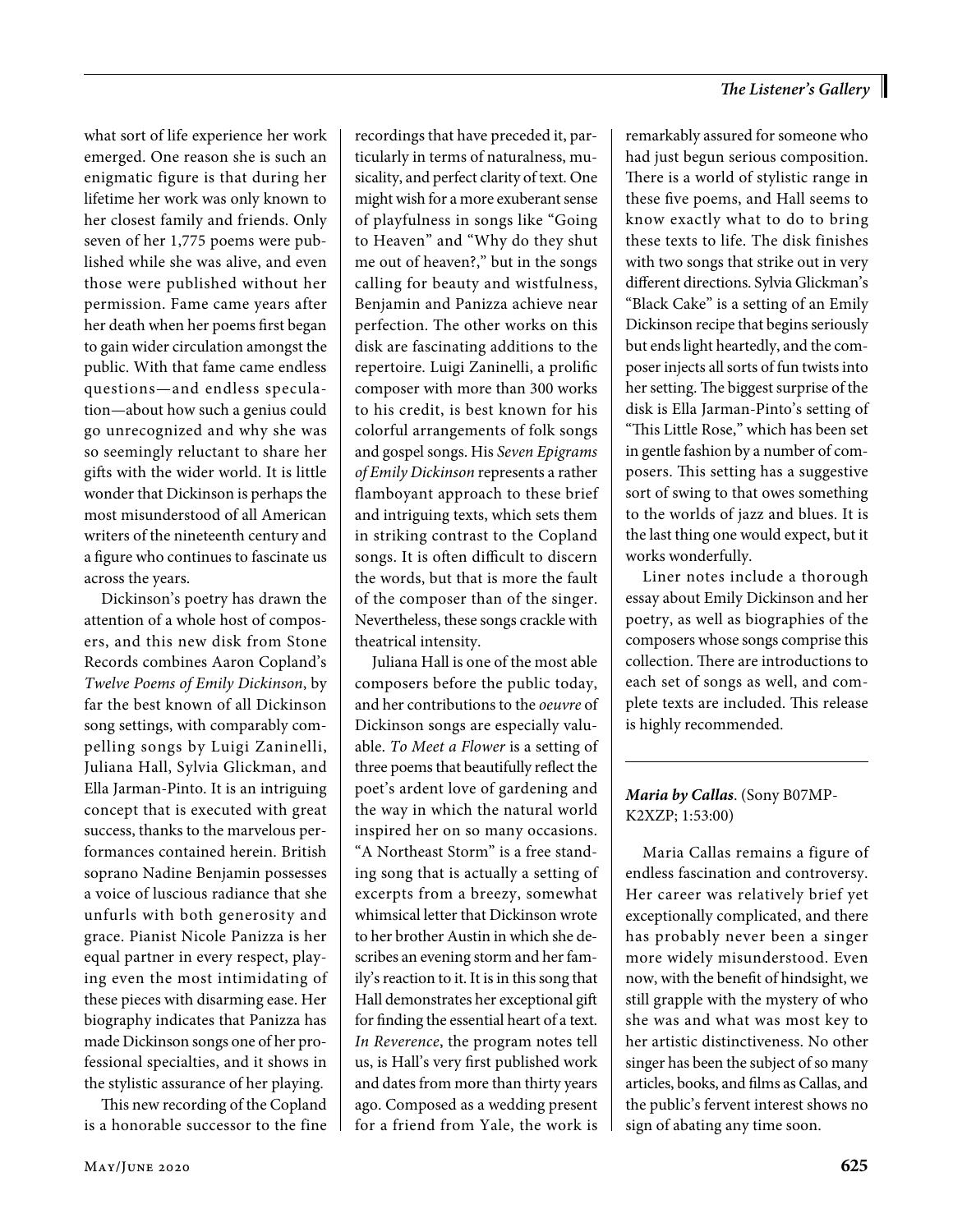what sort of life experience her work emerged. One reason she is such an enigmatic figure is that during her lifetime her work was only known to her closest family and friends. Only seven of her 1,775 poems were published while she was alive, and even those were published without her permission. Fame came years after her death when her poems first began to gain wider circulation amongst the public. With that fame came endless questions—and endless speculation—about how such a genius could go unrecognized and why she was so seemingly reluctant to share her gifts with the wider world. It is little wonder that Dickinson is perhaps the most misunderstood of all American writers of the nineteenth century and a figure who continues to fascinate us across the years.

Dickinson's poetry has drawn the attention of a whole host of composers, and this new disk from Stone Records combines Aaron Copland's *Twelve Poems of Emily Dickinson*, by far the best known of all Dickinson song settings, with comparably compelling songs by Luigi Zaninelli, Juliana Hall, Sylvia Glickman, and Ella Jarman-Pinto. It is an intriguing concept that is executed with great success, thanks to the marvelous performances contained herein. British soprano Nadine Benjamin possesses a voice of luscious radiance that she unfurls with both generosity and grace. Pianist Nicole Panizza is her equal partner in every respect, playing even the most intimidating of these pieces with disarming ease. Her biography indicates that Panizza has made Dickinson songs one of her professional specialties, and it shows in the stylistic assurance of her playing.

This new recording of the Copland is a honorable successor to the fine recordings that have preceded it, particularly in terms of naturalness, musicality, and perfect clarity of text. One might wish for a more exuberant sense of playfulness in songs like "Going to Heaven" and "Why do they shut me out of heaven?," but in the songs calling for beauty and wistfulness, Benjamin and Panizza achieve near perfection. The other works on this disk are fascinating additions to the repertoire. Luigi Zaninelli, a prolific composer with more than 300 works to his credit, is best known for his colorful arrangements of folk songs and gospel songs. His *Seven Epigrams of Emily Dickinson* represents a rather flamboyant approach to these brief and intriguing texts, which sets them in striking contrast to the Copland songs. It is often difficult to discern the words, but that is more the fault of the composer than of the singer. Nevertheless, these songs crackle with theatrical intensity.

Juliana Hall is one of the most able composers before the public today, and her contributions to the *oeuvre* of Dickinson songs are especially valuable. *To Meet a Flower* is a setting of three poems that beautifully reflect the poet's ardent love of gardening and the way in which the natural world inspired her on so many occasions. "A Northeast Storm" is a free standing song that is actually a setting of excerpts from a breezy, somewhat whimsical letter that Dickinson wrote to her brother Austin in which she describes an evening storm and her family's reaction to it. It is in this song that Hall demonstrates her exceptional gift for finding the essential heart of a text. *In Reverence*, the program notes tell us, is Hall's very first published work and dates from more than thirty years ago. Composed as a wedding present for a friend from Yale, the work is remarkably assured for someone who had just begun serious composition. There is a world of stylistic range in these five poems, and Hall seems to know exactly what to do to bring these texts to life. The disk finishes with two songs that strike out in very different directions. Sylvia Glickman's "Black Cake" is a setting of an Emily Dickinson recipe that begins seriously but ends light heartedly, and the composer injects all sorts of fun twists into her setting. The biggest surprise of the disk is Ella Jarman-Pinto's setting of "This Little Rose," which has been set in gentle fashion by a number of composers. This setting has a suggestive sort of swing to that owes something to the worlds of jazz and blues. It is the last thing one would expect, but it works wonderfully.

Liner notes include a thorough essay about Emily Dickinson and her poetry, as well as biographies of the composers whose songs comprise this collection. There are introductions to each set of songs as well, and complete texts are included. This release is highly recommended.

---

***Maria by Callas***. (Sony B07MP-K2XZP; 1:53:00)

Maria Callas remains a figure of endless fascination and controversy. Her career was relatively brief yet exceptionally complicated, and there has probably never been a singer more widely misunderstood. Even now, with the benefit of hindsight, we still grapple with the mystery of who she was and what was most key to her artistic distinctiveness. No other singer has been the subject of so many articles, books, and films as Callas, and the public's fervent interest shows no sign of abating any time soon.